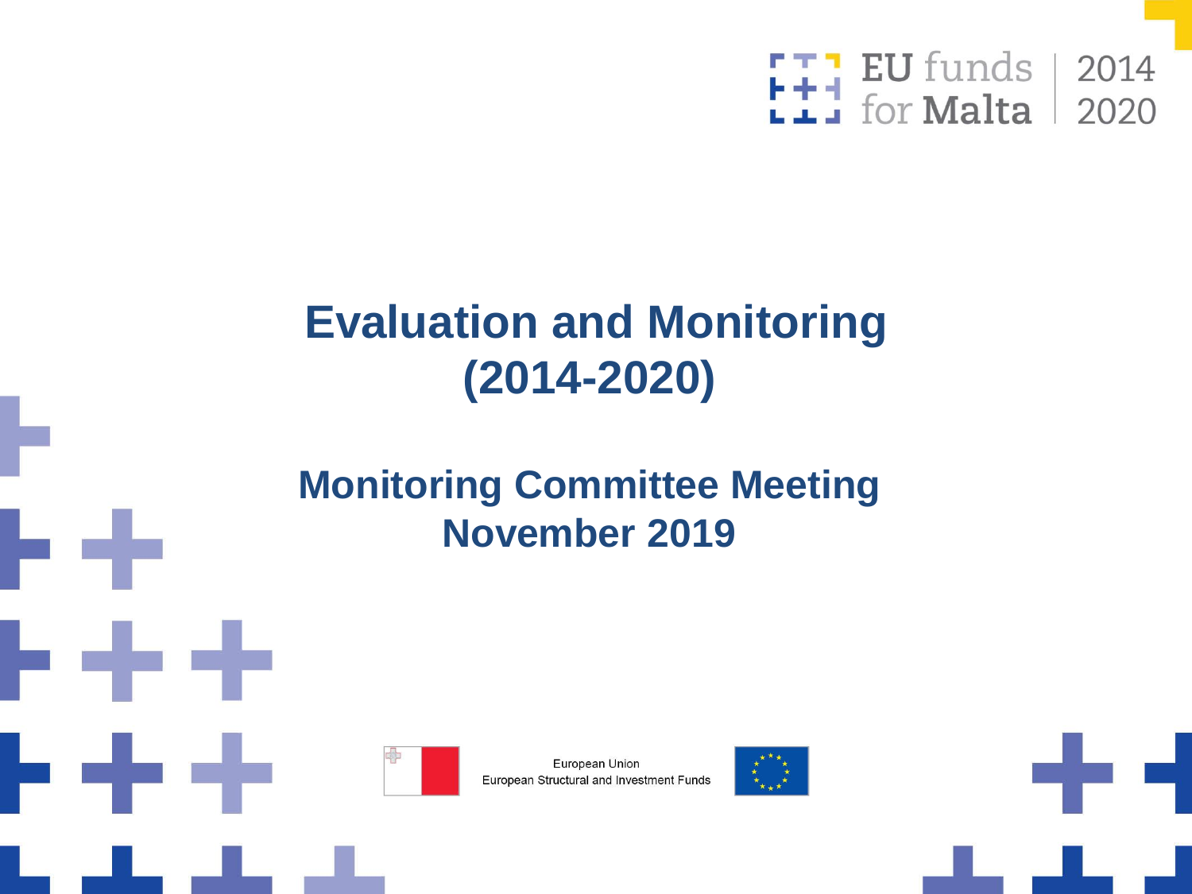EU funds for Malta | 2014 2020

# Evaluation and Monitoring (2014-2020)

## Monitoring Committee Meeting November 2019

European Union
European Structural and Investment Funds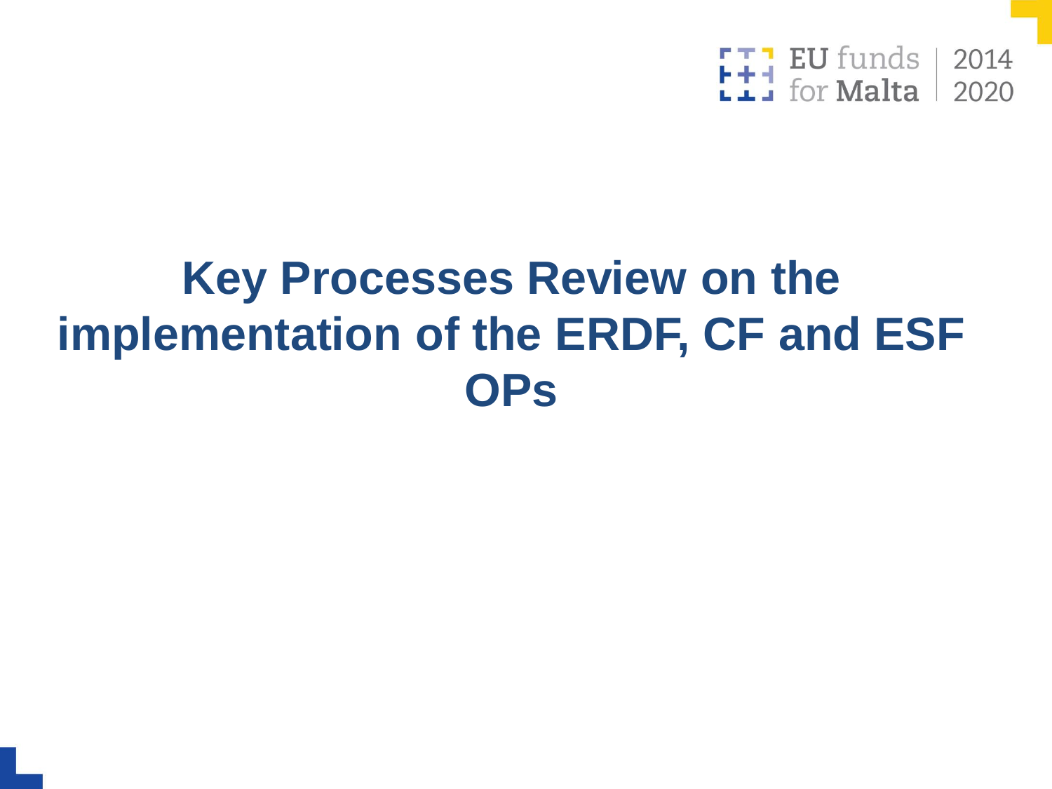# Key Processes Review on the implementation of the ERDF, CF and ESF OPs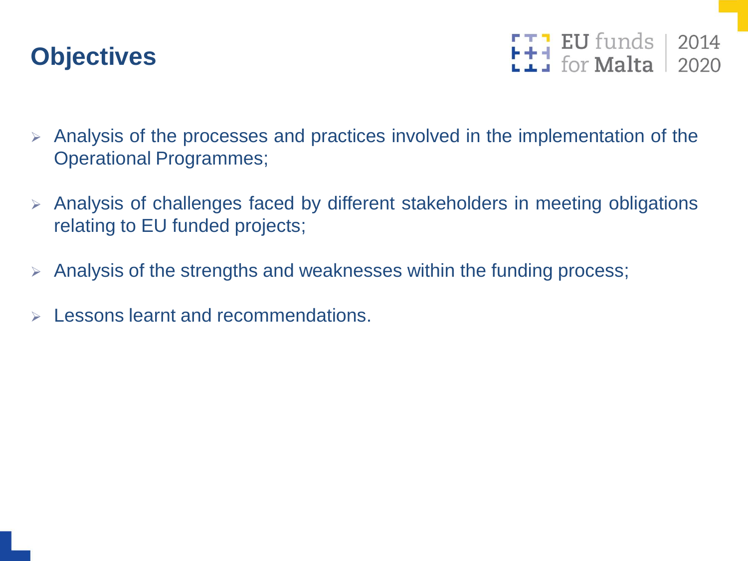# Objectives

- Analysis of the processes and practices involved in the implementation of the Operational Programmes;
- Analysis of challenges faced by different stakeholders in meeting obligations relating to EU funded projects;
- Analysis of the strengths and weaknesses within the funding process;
- Lessons learnt and recommendations.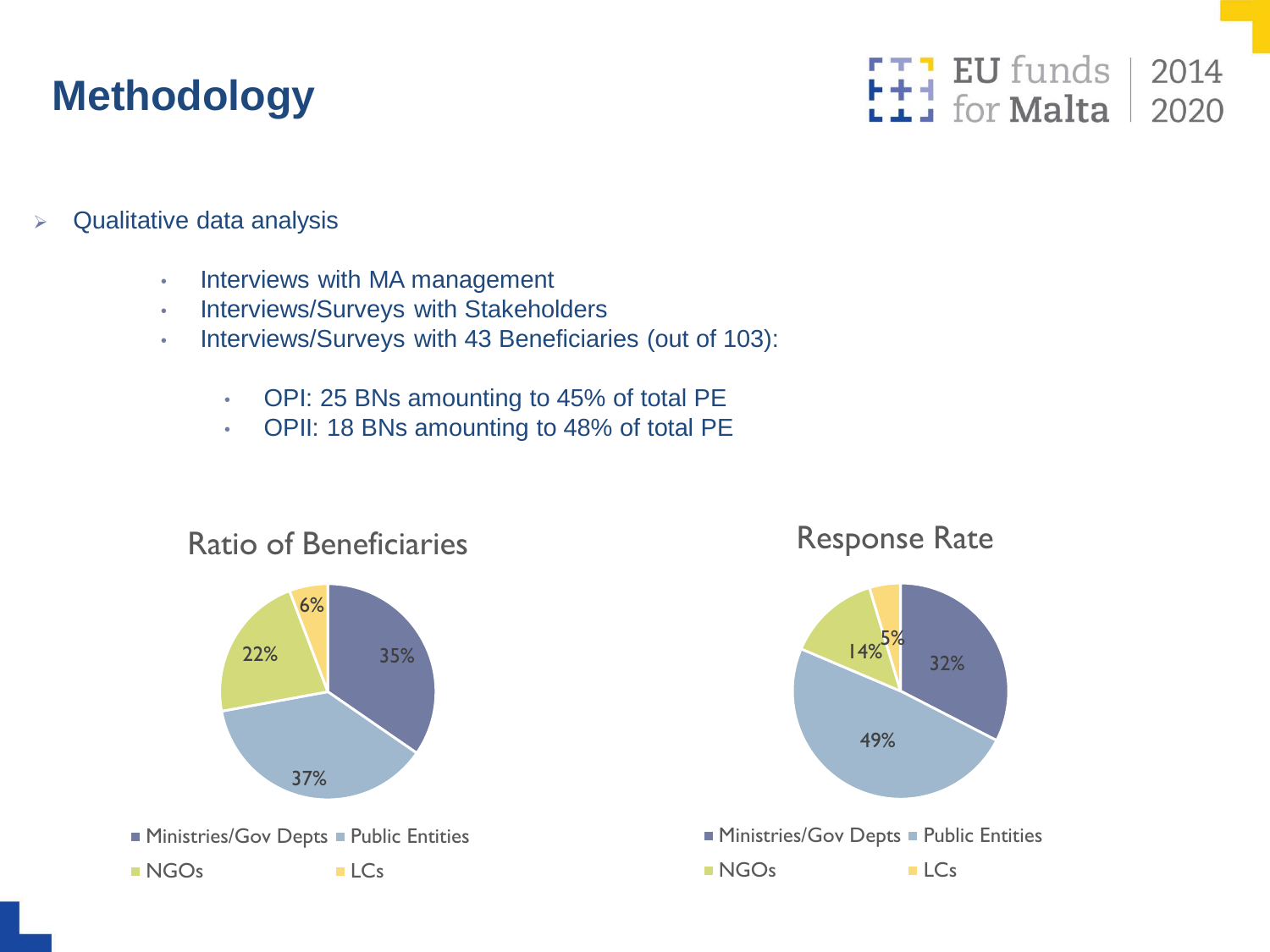# Methodology

- Qualitative data analysis
  - Interviews with MA management
  - Interviews/Surveys with Stakeholders
  - Interviews/Surveys with 43 Beneficiaries (out of 103):
    - OPI: 25 BNs amounting to 45% of total PE
    - OPII: 18 BNs amounting to 48% of total PE

**Ratio of Beneficiaries**

| Category | Share |
|---|---|
| Ministries/Gov Depts | 35% |
| Public Entities | 37% |
| NGOs | 22% |
| LCs | 6% |

**Response Rate**

| Category | Share |
|---|---|
| Ministries/Gov Depts | 32% |
| Public Entities | 49% |
| NGOs | 14% |
| LCs | 5% |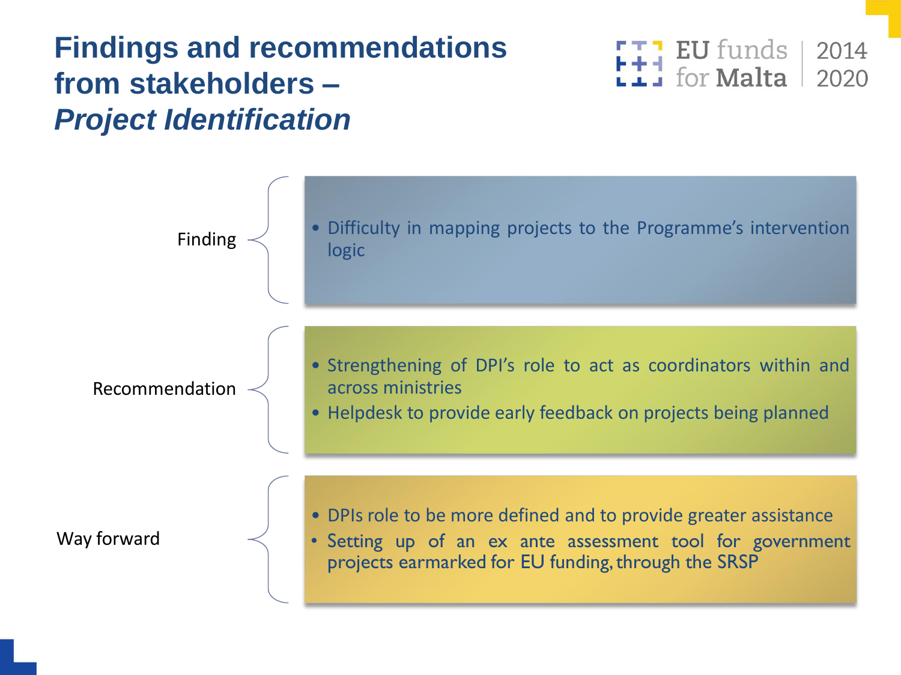# Findings and recommendations from stakeholders – *Project Identification*

**Finding**

- Difficulty in mapping projects to the Programme's intervention logic

**Recommendation**

- Strengthening of DPI's role to act as coordinators within and across ministries
- Helpdesk to provide early feedback on projects being planned

**Way forward**

- DPIs role to be more defined and to provide greater assistance
- Setting up of an ex ante assessment tool for government projects earmarked for EU funding, through the SRSP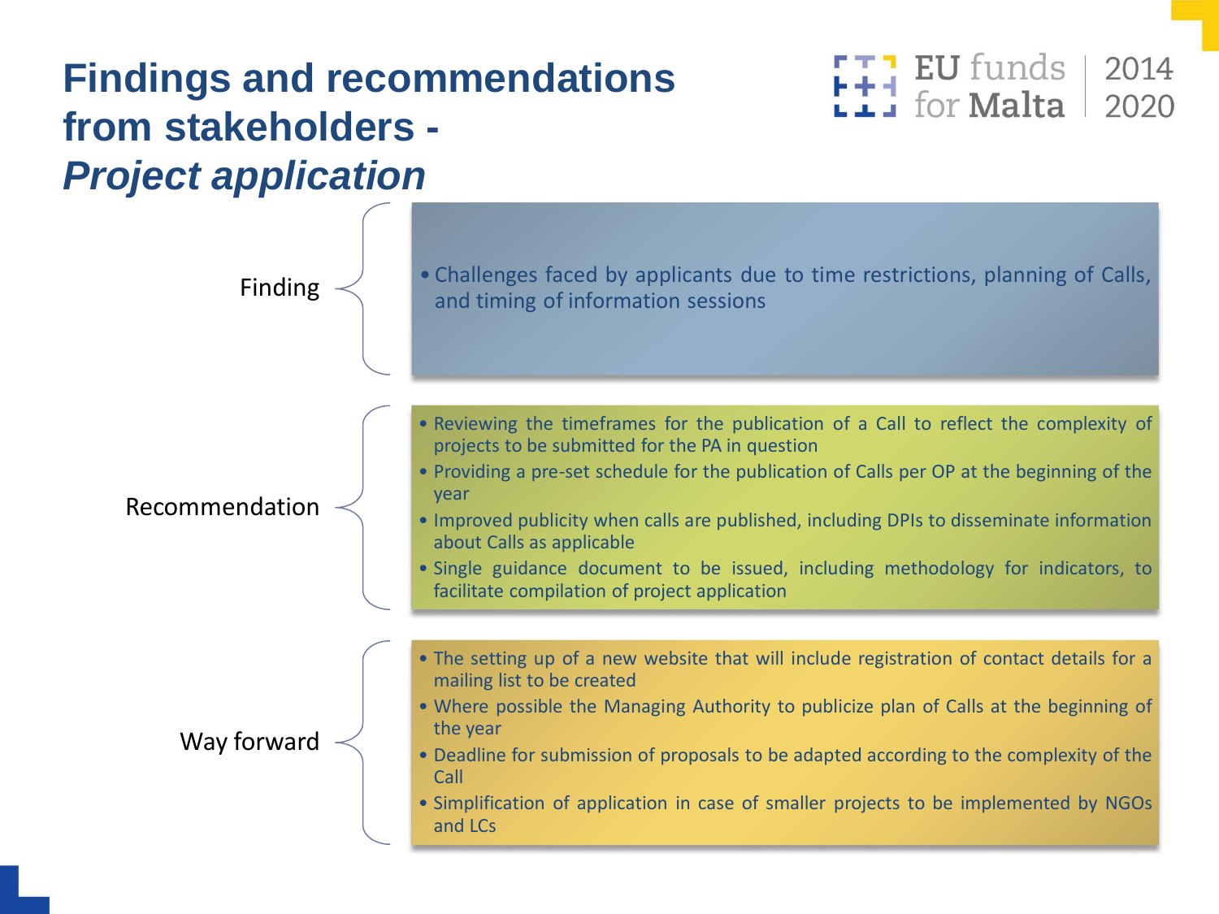# Findings and recommendations from stakeholders - *Project application*

**Finding**

- Challenges faced by applicants due to time restrictions, planning of Calls, and timing of information sessions

**Recommendation**

- Reviewing the timeframes for the publication of a Call to reflect the complexity of projects to be submitted for the PA in question
- Providing a pre-set schedule for the publication of Calls per OP at the beginning of the year
- Improved publicity when calls are published, including DPIs to disseminate information about Calls as applicable
- Single guidance document to be issued, including methodology for indicators, to facilitate compilation of project application

**Way forward**

- The setting up of a new website that will include registration of contact details for a mailing list to be created
- Where possible the Managing Authority to publicize plan of Calls at the beginning of the year
- Deadline for submission of proposals to be adapted according to the complexity of the Call
- Simplification of application in case of smaller projects to be implemented by NGOs and LCs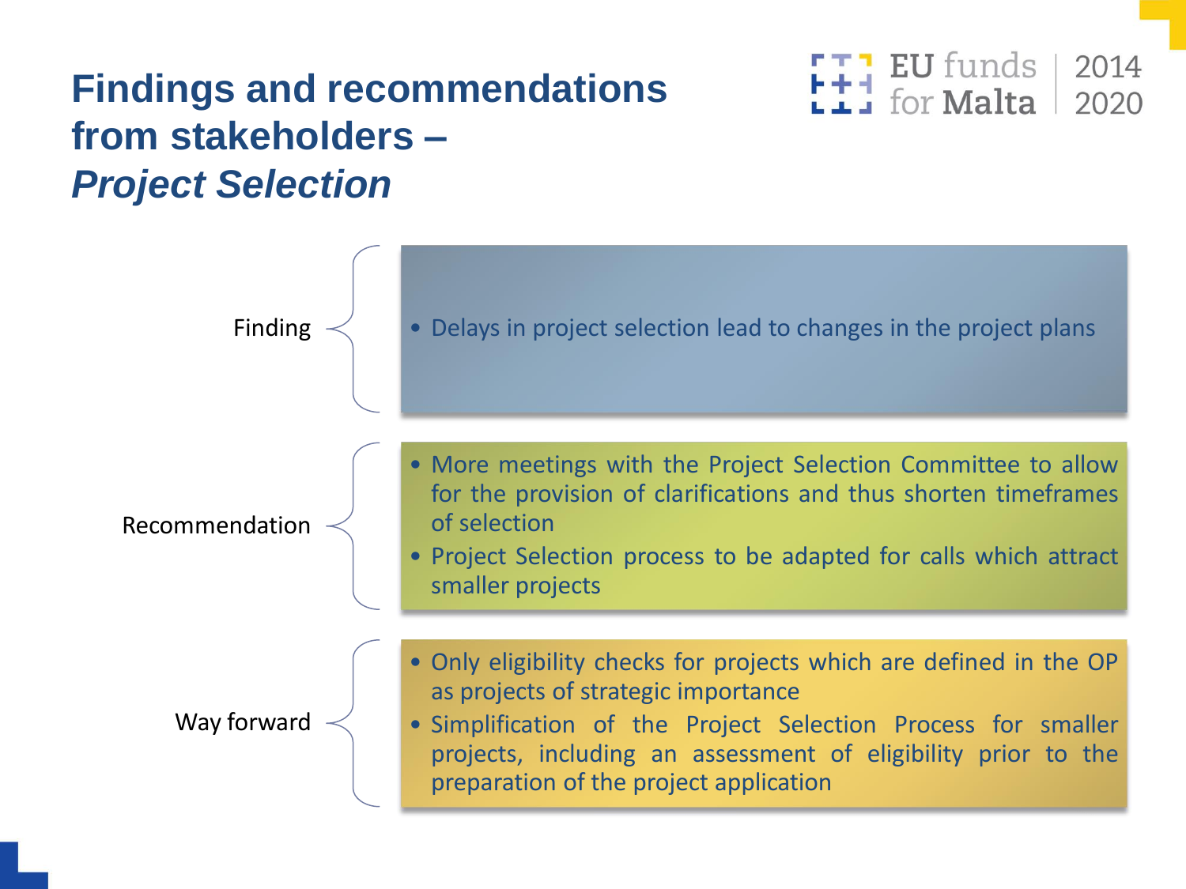# Findings and recommendations from stakeholders – *Project Selection*

EU funds for Malta | 2014 2020

**Finding**

- Delays in project selection lead to changes in the project plans

**Recommendation**

- More meetings with the Project Selection Committee to allow for the provision of clarifications and thus shorten timeframes of selection
- Project Selection process to be adapted for calls which attract smaller projects

**Way forward**

- Only eligibility checks for projects which are defined in the OP as projects of strategic importance
- Simplification of the Project Selection Process for smaller projects, including an assessment of eligibility prior to the preparation of the project application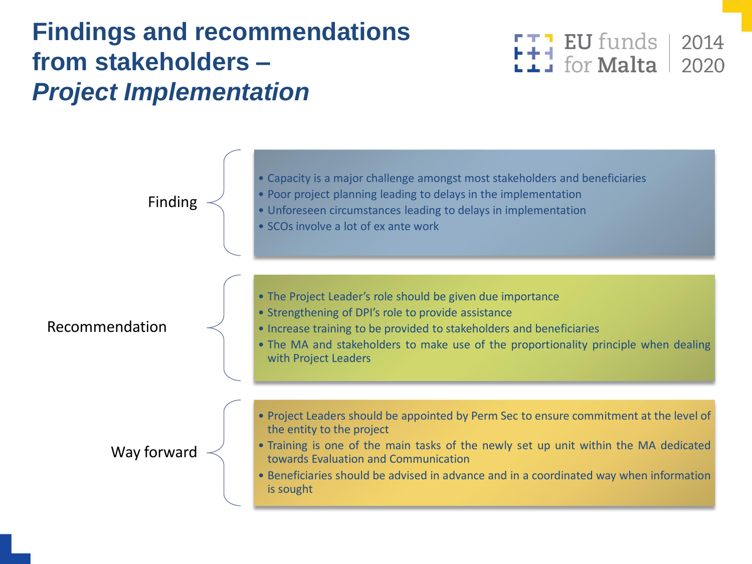# Findings and recommendations from stakeholders – *Project Implementation*

EU funds for Malta 2014 2020

**Finding**

- Capacity is a major challenge amongst most stakeholders and beneficiaries
- Poor project planning leading to delays in the implementation
- Unforeseen circumstances leading to delays in implementation
- SCOs involve a lot of ex ante work

**Recommendation**

- The Project Leader's role should be given due importance
- Strengthening of DPI's role to provide assistance
- Increase training to be provided to stakeholders and beneficiaries
- The MA and stakeholders to make use of the proportionality principle when dealing with Project Leaders

**Way forward**

- Project Leaders should be appointed by Perm Sec to ensure commitment at the level of the entity to the project
- Training is one of the main tasks of the newly set up unit within the MA dedicated towards Evaluation and Communication
- Beneficiaries should be advised in advance and in a coordinated way when information is sought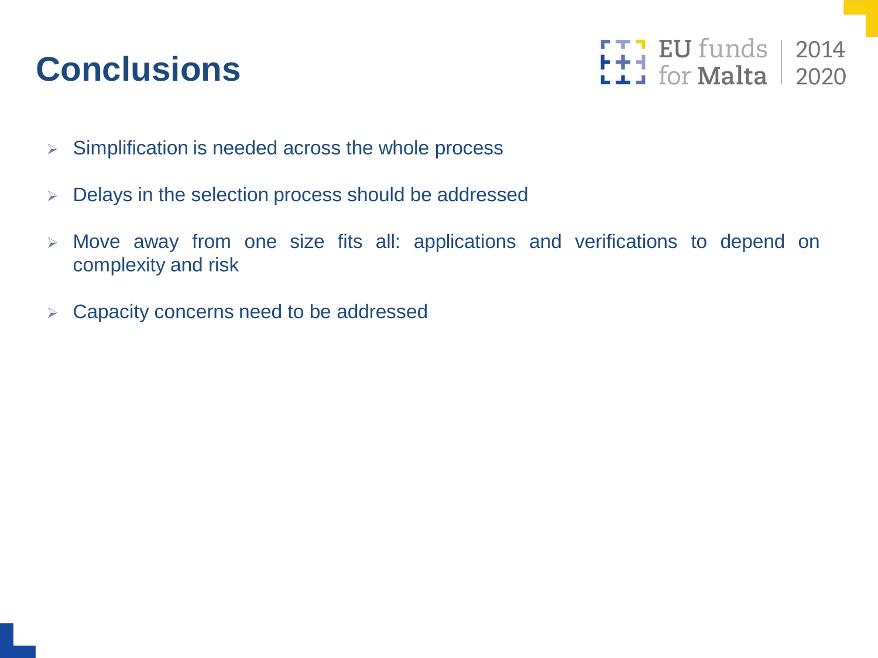# Conclusions

- Simplification is needed across the whole process
- Delays in the selection process should be addressed
- Move away from one size fits all: applications and verifications to depend on complexity and risk
- Capacity concerns need to be addressed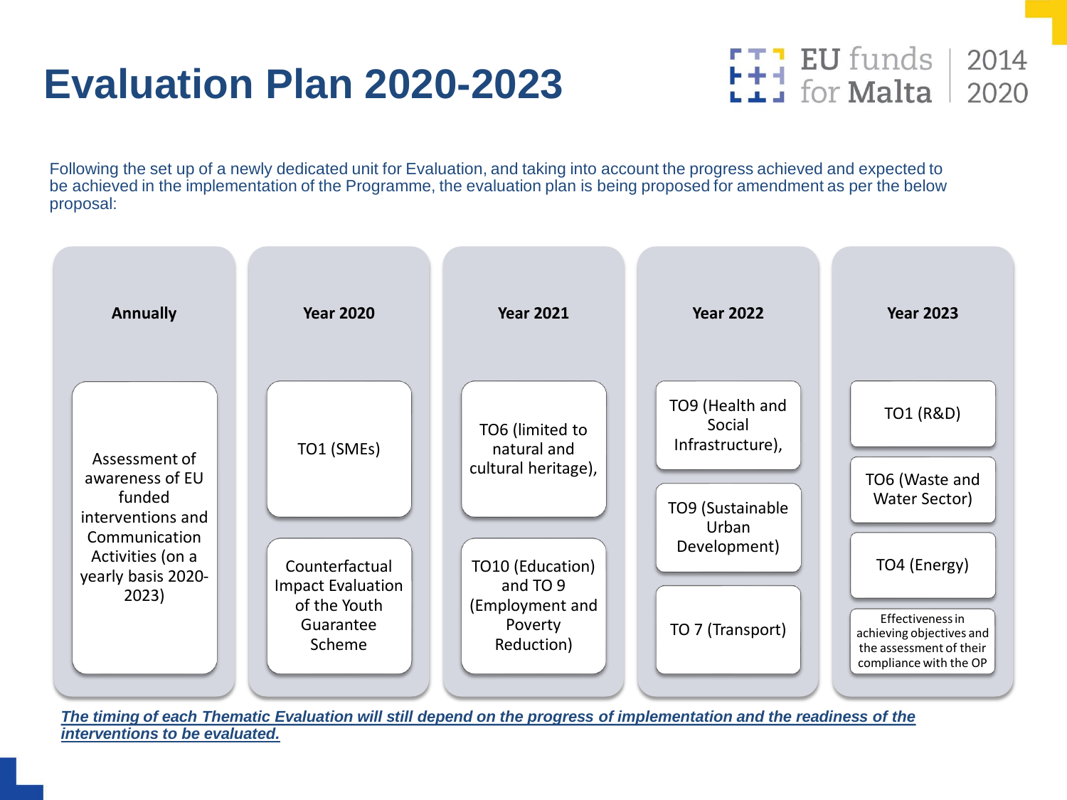# Evaluation Plan 2020-2023

Following the set up of a newly dedicated unit for Evaluation, and taking into account the progress achieved and expected to be achieved in the implementation of the Programme, the evaluation plan is being proposed for amendment as per the below proposal:

| Annually | Year 2020 | Year 2021 | Year 2022 | Year 2023 |
|---|---|---|---|---|
| Assessment of awareness of EU funded interventions and Communication Activities (on a yearly basis 2020-2023) | TO1 (SMEs) | TO6 (limited to natural and cultural heritage), | TO9 (Health and Social Infrastructure), | TO1 (R&D) |
| | Counterfactual Impact Evaluation of the Youth Guarantee Scheme | TO10 (Education) and TO 9 (Employment and Poverty Reduction) | TO9 (Sustainable Urban Development) | TO6 (Waste and Water Sector) |
| | | | TO 7 (Transport) | TO4 (Energy) |
| | | | | Effectiveness in achieving objectives and the assessment of their compliance with the OP |

***The timing of each Thematic Evaluation will still depend on the progress of implementation and the readiness of the interventions to be evaluated.***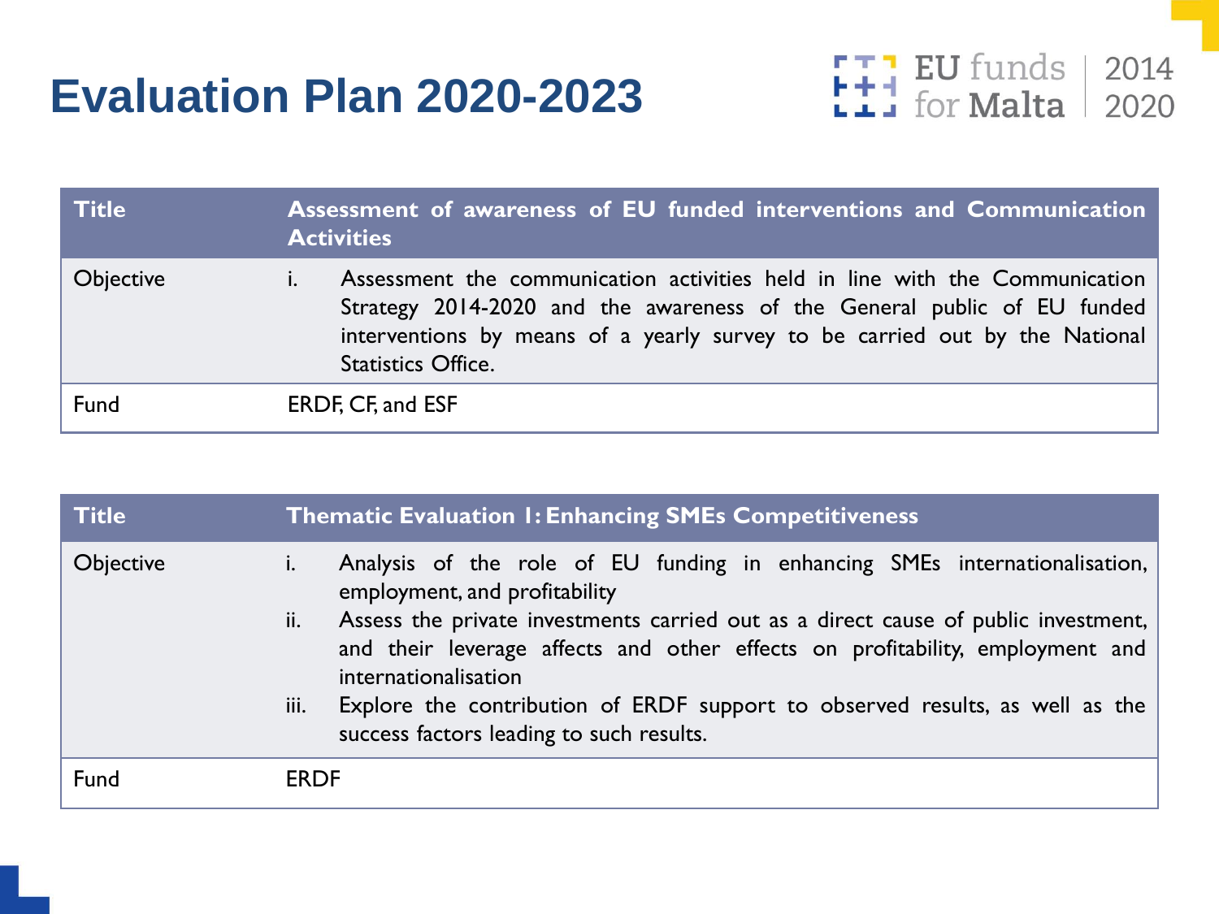# Evaluation Plan 2020-2023

| Title | Assessment of awareness of EU funded interventions and Communication Activities |
|---|---|
| Objective | i. Assessment the communication activities held in line with the Communication Strategy 2014-2020 and the awareness of the General public of EU funded interventions by means of a yearly survey to be carried out by the National Statistics Office. |
| Fund | ERDF, CF, and ESF |

| Title | Thematic Evaluation 1: Enhancing SMEs Competitiveness |
|---|---|
| Objective | i. Analysis of the role of EU funding in enhancing SMEs internationalisation, employment, and profitability<br>ii. Assess the private investments carried out as a direct cause of public investment, and their leverage affects and other effects on profitability, employment and internationalisation<br>iii. Explore the contribution of ERDF support to observed results, as well as the success factors leading to such results. |
| Fund | ERDF |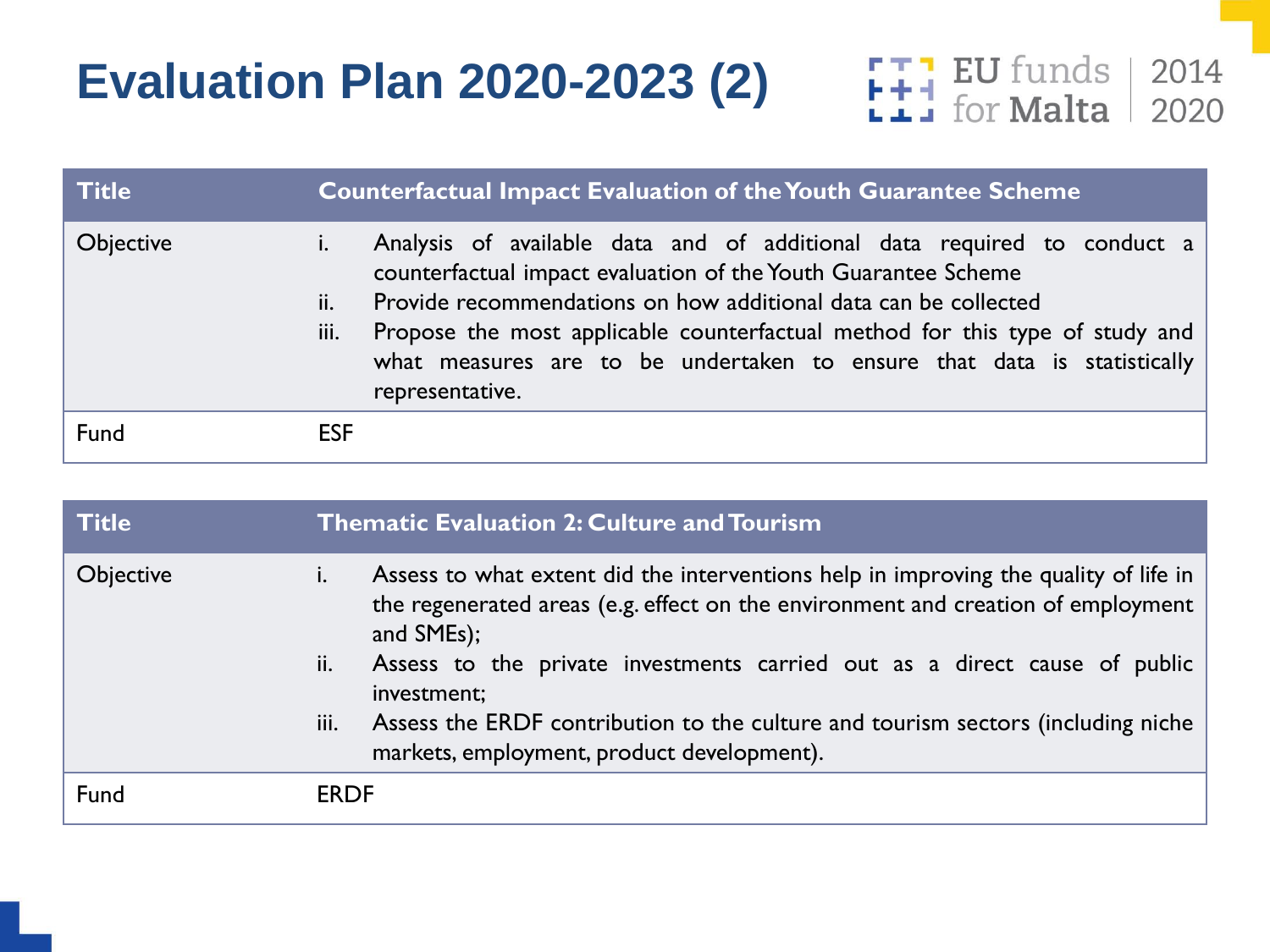# Evaluation Plan 2020-2023 (2)

| Title | Counterfactual Impact Evaluation of the Youth Guarantee Scheme |
| --- | --- |
| Objective | i. Analysis of available data and of additional data required to conduct a counterfactual impact evaluation of the Youth Guarantee Scheme<br>ii. Provide recommendations on how additional data can be collected<br>iii. Propose the most applicable counterfactual method for this type of study and what measures are to be undertaken to ensure that data is statistically representative. |
| Fund | ESF |

| Title | Thematic Evaluation 2: Culture and Tourism |
| --- | --- |
| Objective | i. Assess to what extent did the interventions help in improving the quality of life in the regenerated areas (e.g. effect on the environment and creation of employment and SMEs);<br>ii. Assess to the private investments carried out as a direct cause of public investment;<br>iii. Assess the ERDF contribution to the culture and tourism sectors (including niche markets, employment, product development). |
| Fund | ERDF |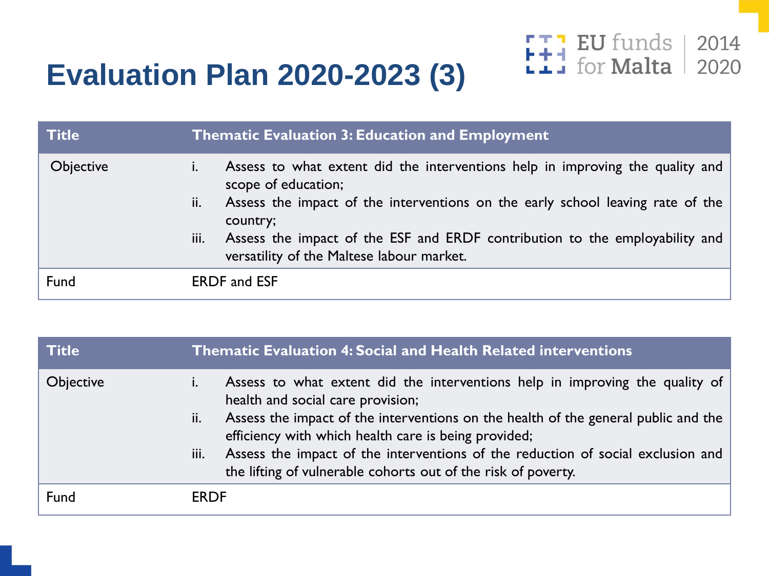# Evaluation Plan 2020-2023 (3)

| Title | Thematic Evaluation 3: Education and Employment |
|---|---|
| Objective | i. Assess to what extent did the interventions help in improving the quality and scope of education;<br>ii. Assess the impact of the interventions on the early school leaving rate of the country;<br>iii. Assess the impact of the ESF and ERDF contribution to the employability and versatility of the Maltese labour market. |
| Fund | ERDF and ESF |

| Title | Thematic Evaluation 4: Social and Health Related interventions |
|---|---|
| Objective | i. Assess to what extent did the interventions help in improving the quality of health and social care provision;<br>ii. Assess the impact of the interventions on the health of the general public and the efficiency with which health care is being provided;<br>iii. Assess the impact of the interventions of the reduction of social exclusion and the lifting of vulnerable cohorts out of the risk of poverty. |
| Fund | ERDF |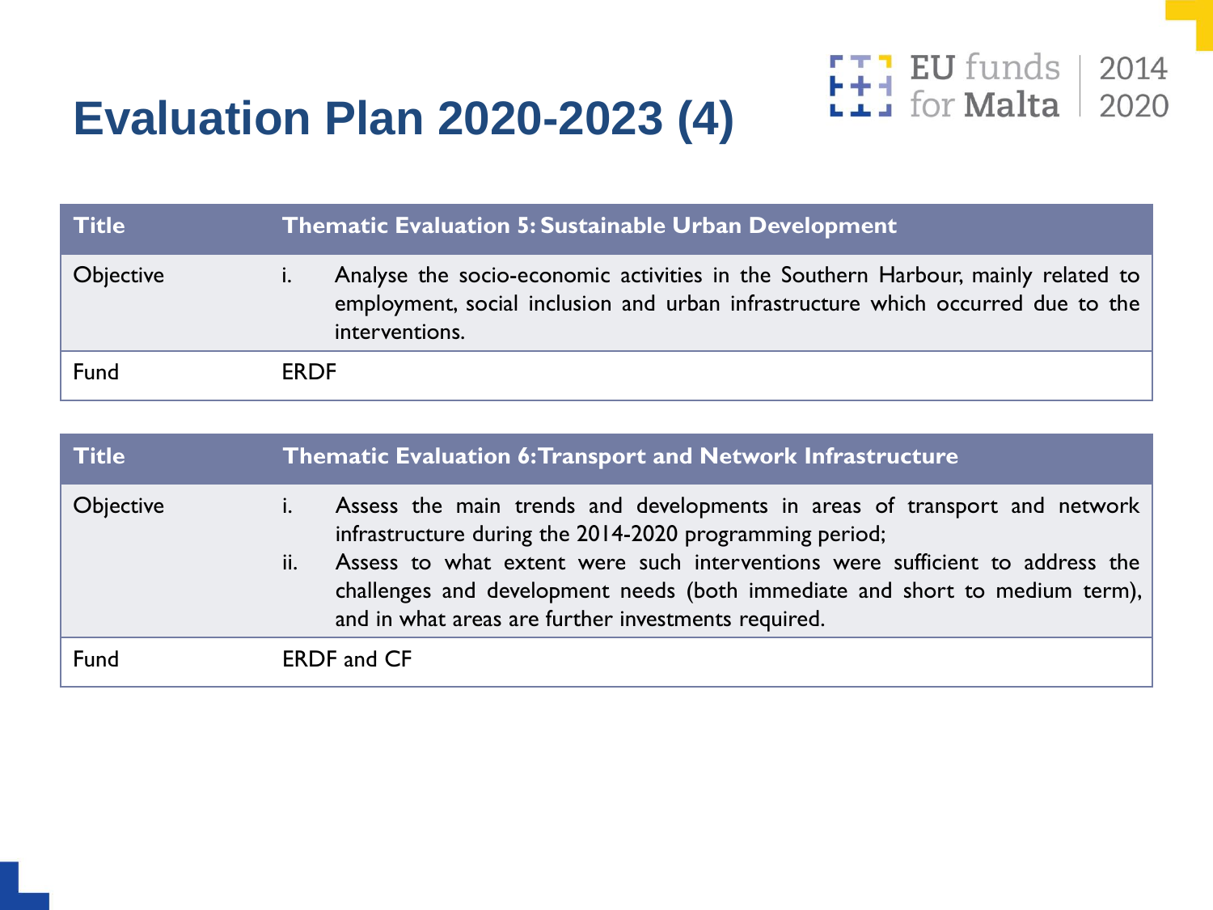# Evaluation Plan 2020-2023 (4)

| Title | Thematic Evaluation 5: Sustainable Urban Development |
|---|---|
| Objective | i. Analyse the socio-economic activities in the Southern Harbour, mainly related to employment, social inclusion and urban infrastructure which occurred due to the interventions. |
| Fund | ERDF |

| Title | Thematic Evaluation 6: Transport and Network Infrastructure |
|---|---|
| Objective | i. Assess the main trends and developments in areas of transport and network infrastructure during the 2014-2020 programming period;<br>ii. Assess to what extent were such interventions were sufficient to address the challenges and development needs (both immediate and short to medium term), and in what areas are further investments required. |
| Fund | ERDF and CF |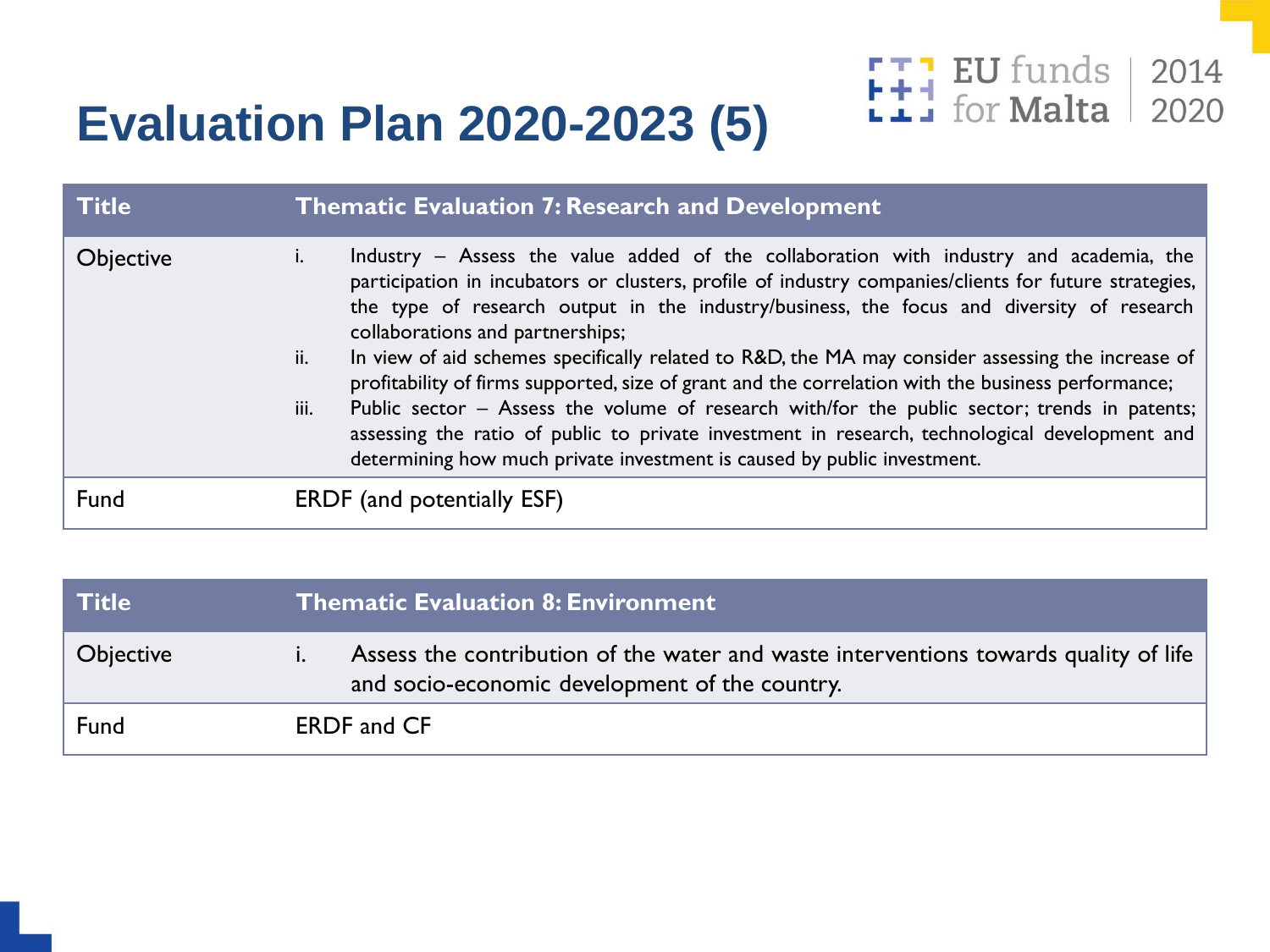# Evaluation Plan 2020-2023 (5)

| Title | Thematic Evaluation 7: Research and Development |
| --- | --- |
| Objective | i. Industry – Assess the value added of the collaboration with industry and academia, the participation in incubators or clusters, profile of industry companies/clients for future strategies, the type of research output in the industry/business, the focus and diversity of research collaborations and partnerships;<br>ii. In view of aid schemes specifically related to R&D, the MA may consider assessing the increase of profitability of firms supported, size of grant and the correlation with the business performance;<br>iii. Public sector – Assess the volume of research with/for the public sector; trends in patents; assessing the ratio of public to private investment in research, technological development and determining how much private investment is caused by public investment. |
| Fund | ERDF (and potentially ESF) |

| Title | Thematic Evaluation 8: Environment |
| --- | --- |
| Objective | i. Assess the contribution of the water and waste interventions towards quality of life and socio-economic development of the country. |
| Fund | ERDF and CF |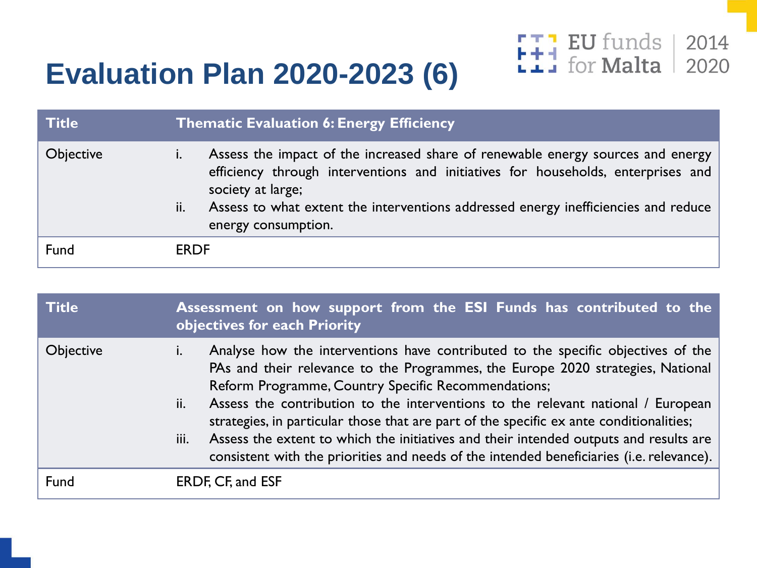# Evaluation Plan 2020-2023 (6)

| Title | Thematic Evaluation 6: Energy Efficiency |
|---|---|
| Objective | i. Assess the impact of the increased share of renewable energy sources and energy efficiency through interventions and initiatives for households, enterprises and society at large;<br>ii. Assess to what extent the interventions addressed energy inefficiencies and reduce energy consumption. |
| Fund | ERDF |

| Title | Assessment on how support from the ESI Funds has contributed to the objectives for each Priority |
|---|---|
| Objective | i. Analyse how the interventions have contributed to the specific objectives of the PAs and their relevance to the Programmes, the Europe 2020 strategies, National Reform Programme, Country Specific Recommendations;<br>ii. Assess the contribution to the interventions to the relevant national / European strategies, in particular those that are part of the specific ex ante conditionalities;<br>iii. Assess the extent to which the initiatives and their intended outputs and results are consistent with the priorities and needs of the intended beneficiaries (i.e. relevance). |
| Fund | ERDF, CF, and ESF |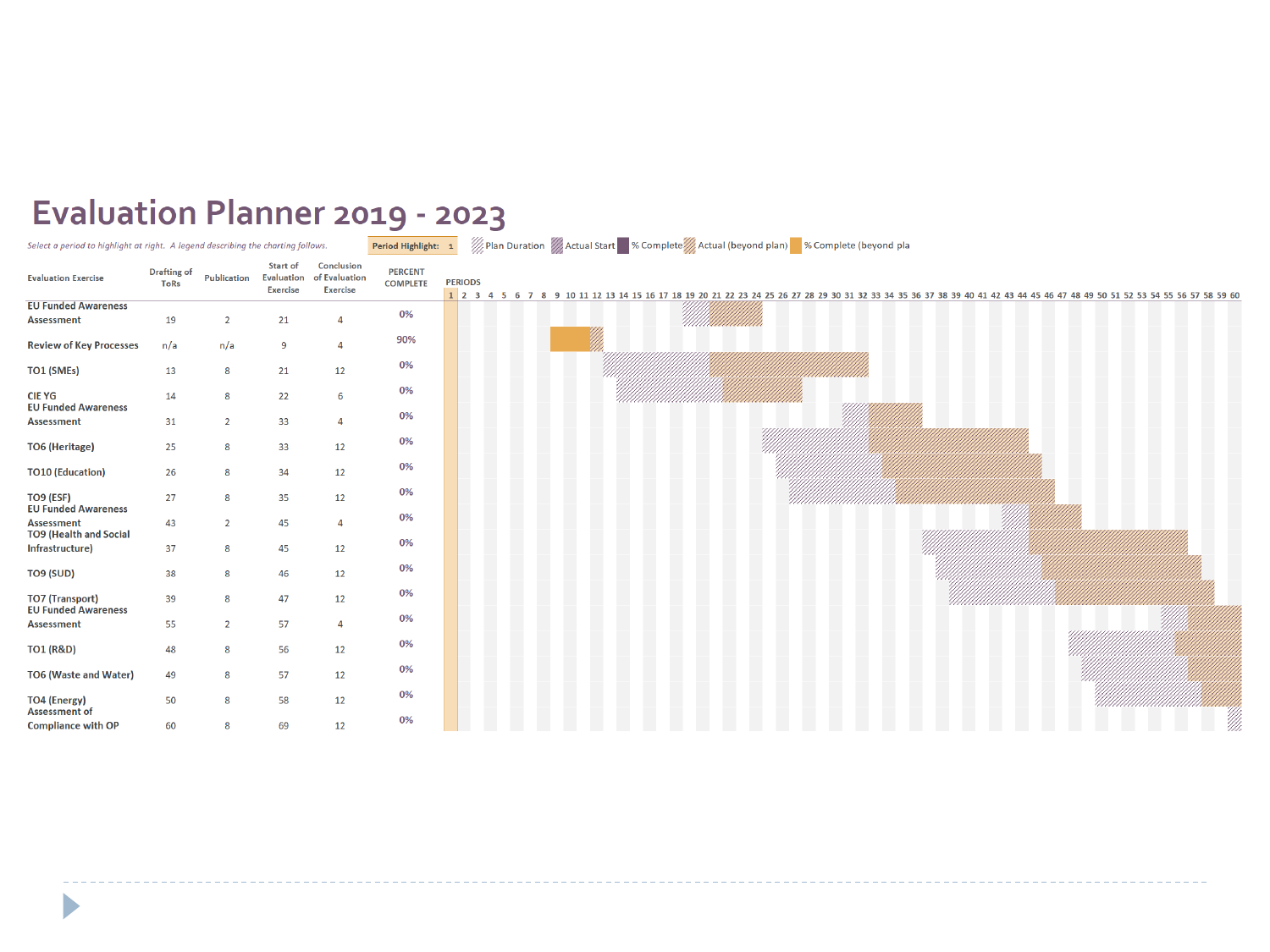# Evaluation Planner 2019 - 2023

*Select a period to highlight at right. A legend describing the charting follows.*

Period Highlight: 1

Plan Duration | Actual Start | % Complete | Actual (beyond plan) | % Complete (beyond pla

| Evaluation Exercise | Drafting of ToRs | Publication | Start of Evaluation Exercise | Conclusion of Evaluation Exercise | PERCENT COMPLETE |
|---|---|---|---|---|---|
| EU Funded Awareness Assessment | 19 | 2 | 21 | 4 | 0% |
| Review of Key Processes | n/a | n/a | 9 | 4 | 90% |
| TO1 (SMEs) | 13 | 8 | 21 | 12 | 0% |
| CIE YG | 14 | 8 | 22 | 6 | 0% |
| EU Funded Awareness Assessment | 31 | 2 | 33 | 4 | 0% |
| TO6 (Heritage) | 25 | 8 | 33 | 12 | 0% |
| TO10 (Education) | 26 | 8 | 34 | 12 | 0% |
| TO9 (ESF) | 27 | 8 | 35 | 12 | 0% |
| EU Funded Awareness Assessment | 43 | 2 | 45 | 4 | 0% |
| TO9 (Health and Social Infrastructure) | 37 | 8 | 45 | 12 | 0% |
| TO9 (SUD) | 38 | 8 | 46 | 12 | 0% |
| TO7 (Transport) | 39 | 8 | 47 | 12 | 0% |
| EU Funded Awareness Assessment | 55 | 2 | 57 | 4 | 0% |
| TO1 (R&D) | 48 | 8 | 56 | 12 | 0% |
| TO6 (Waste and Water) | 49 | 8 | 57 | 12 | 0% |
| TO4 (Energy) | 50 | 8 | 58 | 12 | 0% |
| Assessment of Compliance with OP | 60 | 8 | 69 | 12 | 0% |

PERIODS

1 2 3 4 5 6 7 8 9 10 11 12 13 14 15 16 17 18 19 20 21 22 23 24 25 26 27 28 29 30 31 32 33 34 35 36 37 38 39 40 41 42 43 44 45 46 47 48 49 50 51 52 53 54 55 56 57 58 59 60